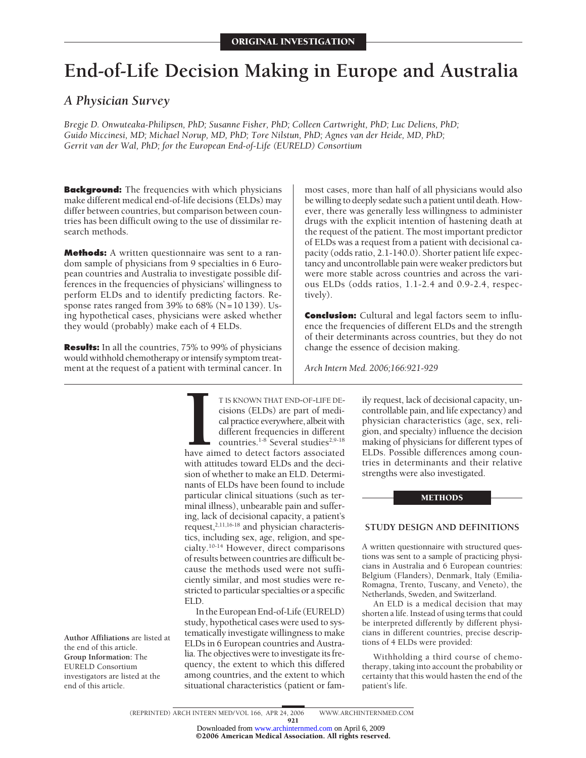ORIGINAL INVESTIGATION

# End-of-Life Decision Making in Europe and Australia

## A Physician Survey

*Bregje D. Onwuteaka-Philipsen, PhD; Susanne Fisher, PhD; Colleen Cartwright, PhD; Luc Deliens, PhD; Guido Miccinesi, MD; Michael Norup, MD, PhD; Tore Nilstun, PhD; Agnes van der Heide, MD, PhD; Gerrit van der Wal, PhD; for the European End-of-Life (EURELD) Consortium*

**Background:** The frequencies with which physicians make different medical end-of-life decisions (ELDs) may differ between countries, but comparison between countries has been difficult owing to the use of dissimilar research methods.

**Methods:** A written questionnaire was sent to a random sample of physicians from 9 specialties in 6 European countries and Australia to investigate possible differences in the frequencies of physicians' willingness to perform ELDs and to identify predicting factors. Response rates ranged from 39% to 68% (N=10 139). Using hypothetical cases, physicians were asked whether they would (probably) make each of 4 ELDs.

**Results:** In all the countries, 75% to 99% of physicians would withhold chemotherapy or intensify symptom treatment at the request of a patient with terminal cancer. In most cases, more than half of all physicians would also be willing to deeply sedate such a patient until death. However, there was generally less willingness to administer drugs with the explicit intention of hastening death at the request of the patient. The most important predictor of ELDs was a request from a patient with decisional capacity (odds ratio, 2.1-140.0). Shorter patient life expectancy and uncontrollable pain were weaker predictors but were more stable across countries and across the various ELDs (odds ratios, 1.1-2.4 and 0.9-2.4, respectively).

**Conclusion:** Cultural and legal factors seem to influence the frequencies of different ELDs and the strength of their determinants across countries, but they do not change the essence of decision making.

*Arch Intern Med. 2006;166:921-929*

**Author Affiliations** are listed at the end of this article.
**Group Information:** The EURELD Consortium investigators are listed at the end of this article.

IT IS KNOWN THAT END-OF-LIFE DEcisions (ELDs) are part of medical practice everywhere, albeit with different frequencies in different countries.[1-8] Several studies[2,9-18] have aimed to detect factors associated with attitudes toward ELDs and the decision of whether to make an ELD. Determinants of ELDs have been found to include particular clinical situations (such as terminal illness), unbearable pain and suffering, lack of decisional capacity, a patient's request,[2,11,16-18] and physician characteristics, including sex, age, religion, and specialty.[10-14] However, direct comparisons of results between countries are difficult because the methods used were not sufficiently similar, and most studies were restricted to particular specialties or a specific ELD.

In the European End-of-Life (EURELD) study, hypothetical cases were used to systematically investigate willingness to make ELDs in 6 European countries and Australia. The objectives were to investigate its frequency, the extent to which this differed among countries, and the extent to which situational characteristics (patient or family request, lack of decisional capacity, uncontrollable pain, and life expectancy) and physician characteristics (age, sex, religion, and specialty) influence the decision making of physicians for different types of ELDs. Possible differences among countries in determinants and their relative strengths were also investigated.

## METHODS

### STUDY DESIGN AND DEFINITIONS

A written questionnaire with structured questions was sent to a sample of practicing physicians in Australia and 6 European countries: Belgium (Flanders), Denmark, Italy (Emilia-Romagna, Trento, Tuscany, and Veneto), the Netherlands, Sweden, and Switzerland.

An ELD is a medical decision that may shorten a life. Instead of using terms that could be interpreted differently by different physicians in different countries, precise descriptions of 4 ELDs were provided:

Withholding a third course of chemotherapy, taking into account the probability or certainty that this would hasten the end of the patient's life.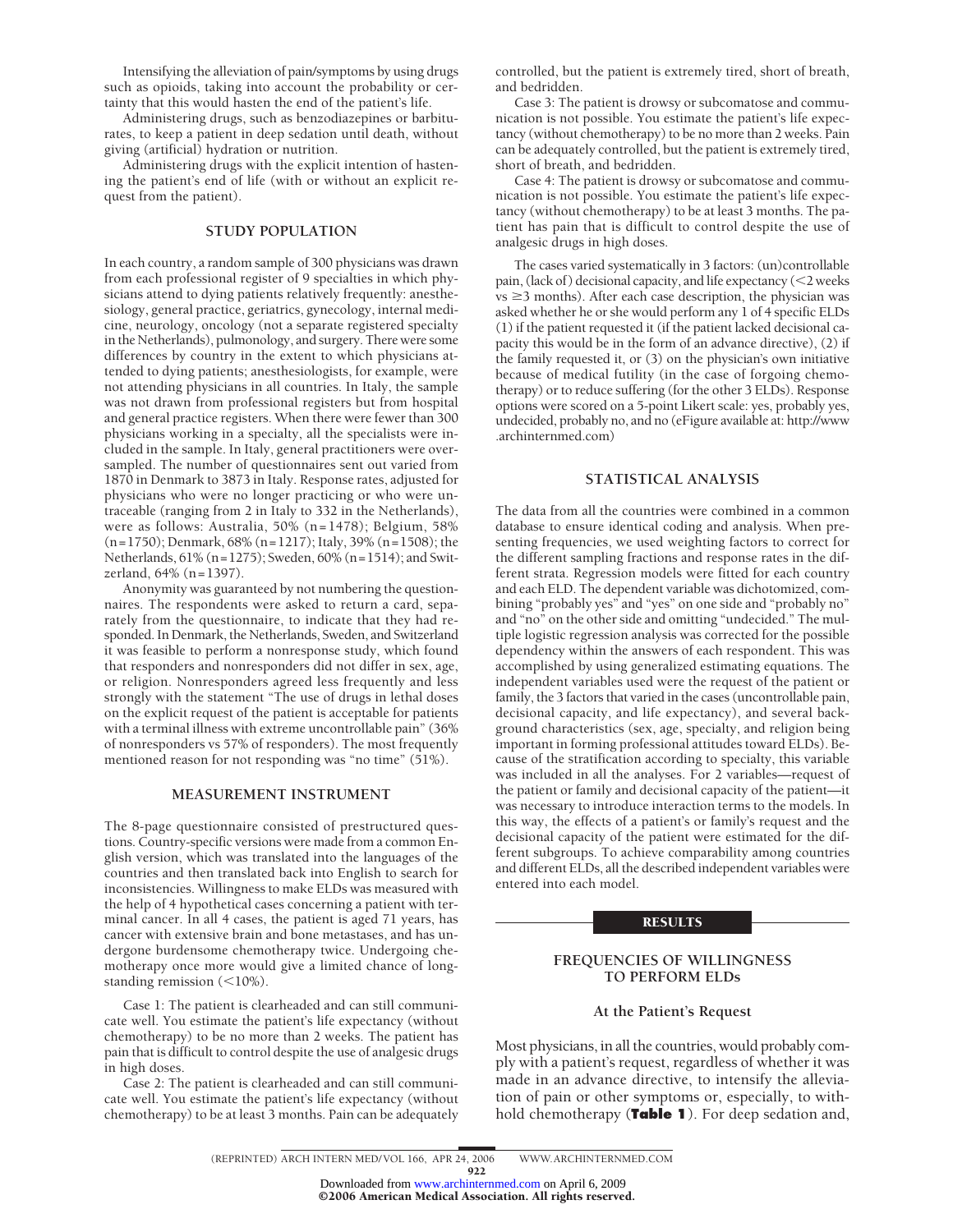Intensifying the alleviation of pain/symptoms by using drugs such as opioids, taking into account the probability or certainty that this would hasten the end of the patient's life.

Administering drugs, such as benzodiazepines or barbiturates, to keep a patient in deep sedation until death, without giving (artificial) hydration or nutrition.

Administering drugs with the explicit intention of hastening the patient's end of life (with or without an explicit request from the patient).

## STUDY POPULATION

In each country, a random sample of 300 physicians was drawn from each professional register of 9 specialties in which physicians attend to dying patients relatively frequently: anesthesiology, general practice, geriatrics, gynecology, internal medicine, neurology, oncology (not a separate registered specialty in the Netherlands), pulmonology, and surgery. There were some differences by country in the extent to which physicians attended to dying patients; anesthesiologists, for example, were not attending physicians in all countries. In Italy, the sample was not drawn from professional registers but from hospital and general practice registers. When there were fewer than 300 physicians working in a specialty, all the specialists were included in the sample. In Italy, general practitioners were oversampled. The number of questionnaires sent out varied from 1870 in Denmark to 3873 in Italy. Response rates, adjusted for physicians who were no longer practicing or who were untraceable (ranging from 2 in Italy to 332 in the Netherlands), were as follows: Australia, 50% (n=1478); Belgium, 58% (n=1750); Denmark, 68% (n=1217); Italy, 39% (n=1508); the Netherlands, 61% (n=1275); Sweden, 60% (n=1514); and Switzerland, 64% (n=1397).

Anonymity was guaranteed by not numbering the questionnaires. The respondents were asked to return a card, separately from the questionnaire, to indicate that they had responded. In Denmark, the Netherlands, Sweden, and Switzerland it was feasible to perform a nonresponse study, which found that responders and nonresponders did not differ in sex, age, or religion. Nonresponders agreed less frequently and less strongly with the statement "The use of drugs in lethal doses on the explicit request of the patient is acceptable for patients with a terminal illness with extreme uncontrollable pain" (36% of nonresponders vs 57% of responders). The most frequently mentioned reason for not responding was "no time" (51%).

## MEASUREMENT INSTRUMENT

The 8-page questionnaire consisted of prestructured questions. Country-specific versions were made from a common English version, which was translated into the languages of the countries and then translated back into English to search for inconsistencies. Willingness to make ELDs was measured with the help of 4 hypothetical cases concerning a patient with terminal cancer. In all 4 cases, the patient is aged 71 years, has cancer with extensive brain and bone metastases, and has undergone burdensome chemotherapy twice. Undergoing chemotherapy once more would give a limited chance of longstanding remission (<10%).

Case 1: The patient is clearheaded and can still communicate well. You estimate the patient's life expectancy (without chemotherapy) to be no more than 2 weeks. The patient has pain that is difficult to control despite the use of analgesic drugs in high doses.

Case 2: The patient is clearheaded and can still communicate well. You estimate the patient's life expectancy (without chemotherapy) to be at least 3 months. Pain can be adequately controlled, but the patient is extremely tired, short of breath, and bedridden.

Case 3: The patient is drowsy or subcomatose and communication is not possible. You estimate the patient's life expectancy (without chemotherapy) to be no more than 2 weeks. Pain can be adequately controlled, but the patient is extremely tired, short of breath, and bedridden.

Case 4: The patient is drowsy or subcomatose and communication is not possible. You estimate the patient's life expectancy (without chemotherapy) to be at least 3 months. The patient has pain that is difficult to control despite the use of analgesic drugs in high doses.

The cases varied systematically in 3 factors: (un)controllable pain, (lack of) decisional capacity, and life expectancy (<2 weeks vs ≥3 months). After each case description, the physician was asked whether he or she would perform any 1 of 4 specific ELDs (1) if the patient requested it (if the patient lacked decisional capacity this would be in the form of an advance directive), (2) if the family requested it, or (3) on the physician's own initiative because of medical futility (in the case of forgoing chemotherapy) or to reduce suffering (for the other 3 ELDs). Response options were scored on a 5-point Likert scale: yes, probably yes, undecided, probably no, and no (eFigure available at: http://www.archinternmed.com)

## STATISTICAL ANALYSIS

The data from all the countries were combined in a common database to ensure identical coding and analysis. When presenting frequencies, we used weighting factors to correct for the different sampling fractions and response rates in the different strata. Regression models were fitted for each country and each ELD. The dependent variable was dichotomized, combining "probably yes" and "yes" on one side and "probably no" and "no" on the other side and omitting "undecided." The multiple logistic regression analysis was corrected for the possible dependency within the answers of each respondent. This was accomplished by using generalized estimating equations. The independent variables used were the request of the patient or family, the 3 factors that varied in the cases (uncontrollable pain, decisional capacity, and life expectancy), and several background characteristics (sex, age, specialty, and religion being important in forming professional attitudes toward ELDs). Because of the stratification according to specialty, this variable was included in all the analyses. For 2 variables—request of the patient or family and decisional capacity of the patient—it was necessary to introduce interaction terms to the models. In this way, the effects of a patient's or family's request and the decisional capacity of the patient were estimated for the different subgroups. To achieve comparability among countries and different ELDs, all the described independent variables were entered into each model.

# RESULTS

## FREQUENCIES OF WILLINGNESS TO PERFORM ELDs

### At the Patient's Request

Most physicians, in all the countries, would probably comply with a patient's request, regardless of whether it was made in an advance directive, to intensify the alleviation of pain or other symptoms or, especially, to withhold chemotherapy (**Table 1**). For deep sedation and,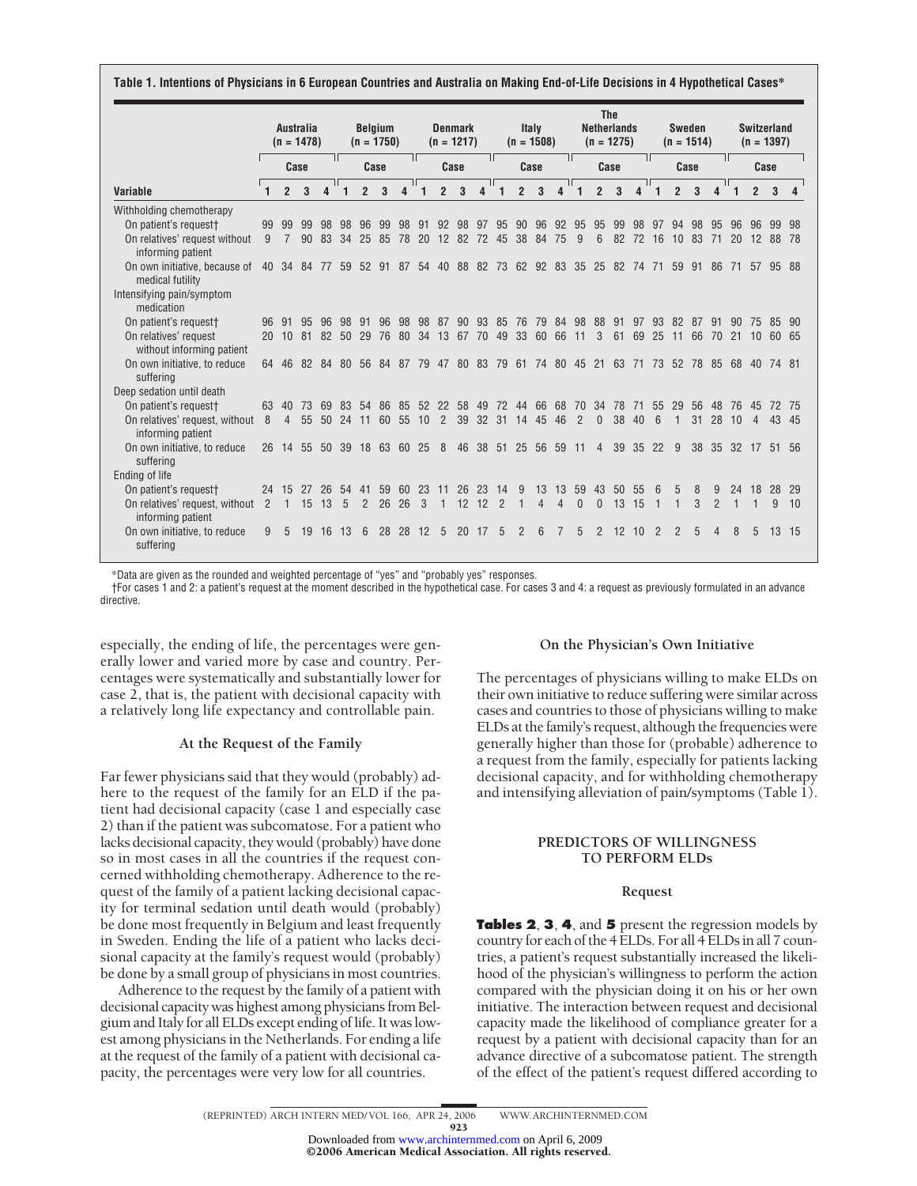**Table 1. Intentions of Physicians in 6 European Countries and Australia on Making End-of-Life Decisions in 4 Hypothetical Cases***

| Variable | Australia (n = 1478) | | | | Belgium (n = 1750) | | | | Denmark (n = 1217) | | | | Italy (n = 1508) | | | | The Netherlands (n = 1275) | | | | Sweden (n = 1514) | | | | Switzerland (n = 1397) | | | |
|---|---|---|---|---|---|---|---|---|---|---|---|---|---|---|---|---|---|---|---|---|---|---|---|---|---|---|---|---|
| | Case | | | | Case | | | | Case | | | | Case | | | | Case | | | | Case | | | | Case | | | |
| | 1 | 2 | 3 | 4 | 1 | 2 | 3 | 4 | 1 | 2 | 3 | 4 | 1 | 2 | 3 | 4 | 1 | 2 | 3 | 4 | 1 | 2 | 3 | 4 | 1 | 2 | 3 | 4 |
| Withholding chemotherapy | | | | | | | | | | | | | | | | | | | | | | | | | | | | |
| On patient's request† | 99 | 99 | 99 | 98 | 98 | 96 | 99 | 98 | 91 | 92 | 98 | 97 | 95 | 90 | 96 | 92 | 95 | 95 | 99 | 98 | 97 | 94 | 98 | 95 | 96 | 96 | 99 | 98 |
| On relatives' request without informing patient | 9 | 7 | 90 | 83 | 34 | 25 | 85 | 78 | 20 | 12 | 82 | 72 | 45 | 38 | 84 | 75 | 9 | 6 | 82 | 72 | 16 | 10 | 83 | 71 | 20 | 12 | 88 | 78 |
| On own initiative, because of medical futility | 40 | 34 | 84 | 77 | 59 | 52 | 91 | 87 | 54 | 40 | 88 | 82 | 73 | 62 | 92 | 83 | 35 | 25 | 82 | 74 | 71 | 59 | 91 | 86 | 71 | 57 | 95 | 88 |
| Intensifying pain/symptom medication | | | | | | | | | | | | | | | | | | | | | | | | | | | | |
| On patient's request† | 96 | 91 | 95 | 96 | 98 | 91 | 96 | 98 | 98 | 87 | 90 | 93 | 85 | 76 | 79 | 84 | 98 | 88 | 91 | 97 | 93 | 82 | 87 | 91 | 90 | 75 | 85 | 90 |
| On relatives' request without informing patient | 20 | 10 | 81 | 82 | 50 | 29 | 76 | 80 | 34 | 13 | 67 | 70 | 49 | 33 | 60 | 66 | 11 | 3 | 61 | 69 | 25 | 11 | 66 | 70 | 21 | 10 | 60 | 65 |
| On own initiative, to reduce suffering | 64 | 46 | 82 | 84 | 80 | 56 | 84 | 87 | 79 | 47 | 80 | 83 | 79 | 61 | 74 | 80 | 45 | 21 | 63 | 71 | 73 | 52 | 78 | 85 | 68 | 40 | 74 | 81 |
| Deep sedation until death | | | | | | | | | | | | | | | | | | | | | | | | | | | | |
| On patient's request† | 63 | 40 | 73 | 69 | 83 | 54 | 86 | 85 | 52 | 22 | 58 | 49 | 72 | 44 | 66 | 68 | 70 | 34 | 78 | 71 | 55 | 29 | 56 | 48 | 76 | 45 | 72 | 75 |
| On relatives' request, without informing patient | 8 | 4 | 55 | 50 | 24 | 11 | 60 | 55 | 10 | 2 | 39 | 32 | 31 | 14 | 45 | 46 | 2 | 0 | 38 | 40 | 6 | 1 | 31 | 28 | 10 | 4 | 43 | 45 |
| On own initiative, to reduce suffering | 26 | 14 | 55 | 50 | 39 | 18 | 63 | 60 | 25 | 8 | 46 | 38 | 51 | 25 | 56 | 59 | 11 | 4 | 39 | 35 | 22 | 9 | 38 | 35 | 32 | 17 | 51 | 56 |
| Ending of life | | | | | | | | | | | | | | | | | | | | | | | | | | | | |
| On patient's request† | 24 | 15 | 27 | 26 | 54 | 41 | 59 | 60 | 23 | 11 | 26 | 23 | 14 | 9 | 13 | 13 | 59 | 43 | 50 | 55 | 6 | 5 | 8 | 9 | 24 | 18 | 28 | 29 |
| On relatives' request, without informing patient | 2 | 1 | 15 | 13 | 5 | 2 | 26 | 26 | 3 | 1 | 12 | 12 | 2 | 1 | 4 | 4 | 0 | 0 | 13 | 15 | 1 | 1 | 3 | 2 | 1 | 1 | 9 | 10 |
| On own initiative, to reduce suffering | 9 | 5 | 19 | 16 | 13 | 6 | 28 | 28 | 12 | 5 | 20 | 17 | 5 | 2 | 6 | 7 | 5 | 2 | 12 | 10 | 2 | 2 | 5 | 4 | 8 | 5 | 13 | 15 |

*Data are given as the rounded and weighted percentage of "yes" and "probably yes" responses.

†For cases 1 and 2: a patient's request at the moment described in the hypothetical case. For cases 3 and 4: a request as previously formulated in an advance directive.

especially, the ending of life, the percentages were generally lower and varied more by case and country. Percentages were systematically and substantially lower for case 2, that is, the patient with decisional capacity with a relatively long life expectancy and controllable pain.

### At the Request of the Family

Far fewer physicians said that they would (probably) adhere to the request of the family for an ELD if the patient had decisional capacity (case 1 and especially case 2) than if the patient was subcomatose. For a patient who lacks decisional capacity, they would (probably) have done so in most cases in all the countries if the request concerned withholding chemotherapy. Adherence to the request of the family of a patient lacking decisional capacity for terminal sedation until death would (probably) be done most frequently in Belgium and least frequently in Sweden. Ending the life of a patient who lacks decisional capacity at the family's request would (probably) be done by a small group of physicians in most countries.

Adherence to the request by the family of a patient with decisional capacity was highest among physicians from Belgium and Italy for all ELDs except ending of life. It was lowest among physicians in the Netherlands. For ending a life at the request of the family of a patient with decisional capacity, the percentages were very low for all countries.

### On the Physician's Own Initiative

The percentages of physicians willing to make ELDs on their own initiative to reduce suffering were similar across cases and countries to those of physicians willing to make ELDs at the family's request, although the frequencies were generally higher than those for (probable) adherence to a request from the family, especially for patients lacking decisional capacity, and for withholding chemotherapy and intensifying alleviation of pain/symptoms (Table 1).

## PREDICTORS OF WILLINGNESS TO PERFORM ELDs

### Request

**Tables 2**, **3**, **4**, and **5** present the regression models by country for each of the 4 ELDs. For all 4 ELDs in all 7 countries, a patient's request substantially increased the likelihood of the physician's willingness to perform the action compared with the physician doing it on his or her own initiative. The interaction between request and decisional capacity made the likelihood of compliance greater for a request by a patient with decisional capacity than for an advance directive of a subcomatose patient. The strength of the effect of the patient's request differed according to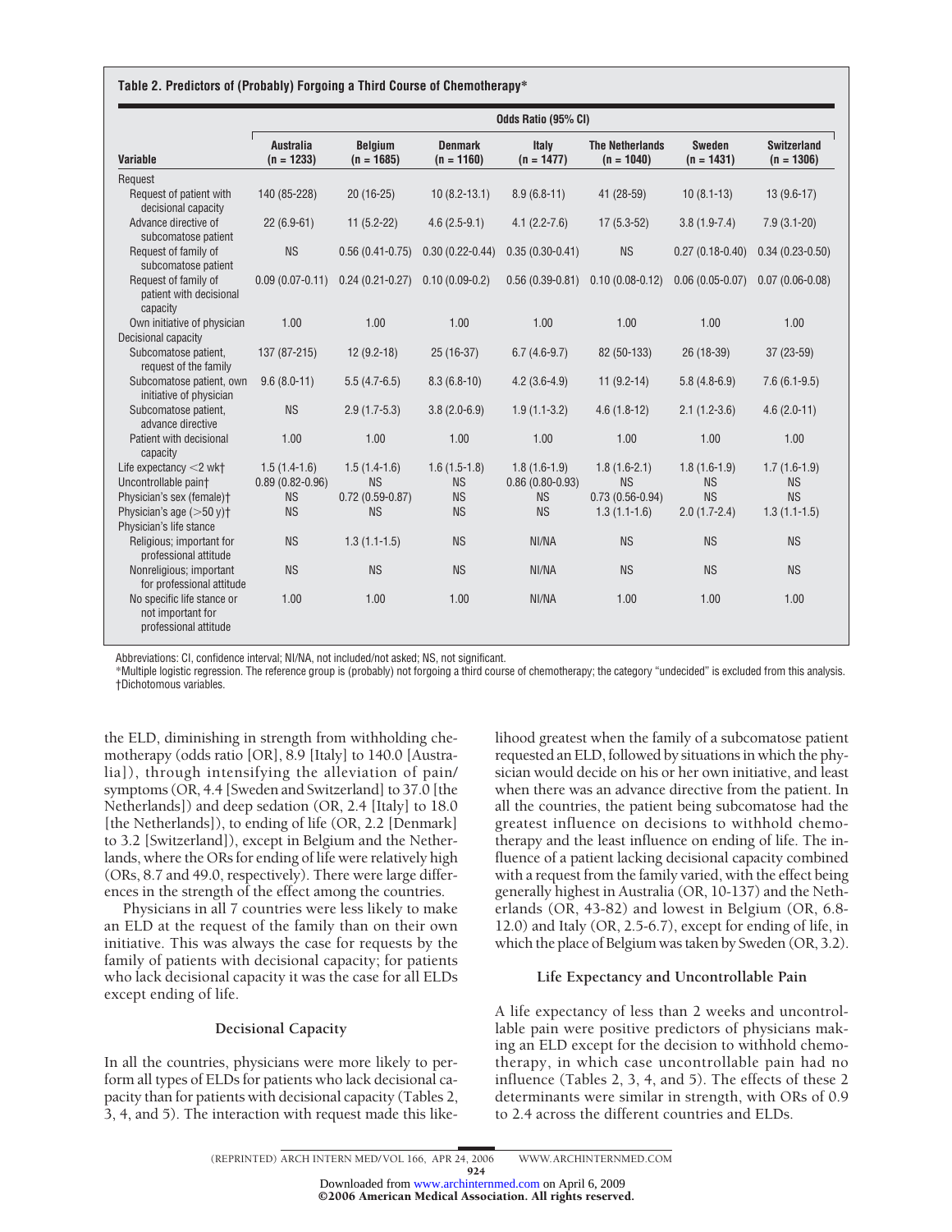**Table 2. Predictors of (Probably) Forgoing a Third Course of Chemotherapy***

| Variable | Odds Ratio (95% CI) | | | | | | |
|---|---|---|---|---|---|---|---|
| | Australia (n = 1233) | Belgium (n = 1685) | Denmark (n = 1160) | Italy (n = 1477) | The Netherlands (n = 1040) | Sweden (n = 1431) | Switzerland (n = 1306) |
| Request | | | | | | | |
| Request of patient with decisional capacity | 140 (85-228) | 20 (16-25) | 10 (8.2-13.1) | 8.9 (6.8-11) | 41 (28-59) | 10 (8.1-13) | 13 (9.6-17) |
| Advance directive of subcomatose patient | 22 (6.9-61) | 11 (5.2-22) | 4.6 (2.5-9.1) | 4.1 (2.2-7.6) | 17 (5.3-52) | 3.8 (1.9-7.4) | 7.9 (3.1-20) |
| Request of family of subcomatose patient | NS | 0.56 (0.41-0.75) | 0.30 (0.22-0.44) | 0.35 (0.30-0.41) | NS | 0.27 (0.18-0.40) | 0.34 (0.23-0.50) |
| Request of family of patient with decisional capacity | 0.09 (0.07-0.11) | 0.24 (0.21-0.27) | 0.10 (0.09-0.2) | 0.56 (0.39-0.81) | 0.10 (0.08-0.12) | 0.06 (0.05-0.07) | 0.07 (0.06-0.08) |
| Own initiative of physician | 1.00 | 1.00 | 1.00 | 1.00 | 1.00 | 1.00 | 1.00 |
| Decisional capacity | | | | | | | |
| Subcomatose patient, request of the family | 137 (87-215) | 12 (9.2-18) | 25 (16-37) | 6.7 (4.6-9.7) | 82 (50-133) | 26 (18-39) | 37 (23-59) |
| Subcomatose patient, own initiative of physician | 9.6 (8.0-11) | 5.5 (4.7-6.5) | 8.3 (6.8-10) | 4.2 (3.6-4.9) | 11 (9.2-14) | 5.8 (4.8-6.9) | 7.6 (6.1-9.5) |
| Subcomatose patient, advance directive | NS | 2.9 (1.7-5.3) | 3.8 (2.0-6.9) | 1.9 (1.1-3.2) | 4.6 (1.8-12) | 2.1 (1.2-3.6) | 4.6 (2.0-11) |
| Patient with decisional capacity | 1.00 | 1.00 | 1.00 | 1.00 | 1.00 | 1.00 | 1.00 |
| Life expectancy <2 wk† | 1.5 (1.4-1.6) | 1.5 (1.4-1.6) | 1.6 (1.5-1.8) | 1.8 (1.6-1.9) | 1.8 (1.6-2.1) | 1.8 (1.6-1.9) | 1.7 (1.6-1.9) |
| Uncontrollable pain† | 0.89 (0.82-0.96) | NS | NS | 0.86 (0.80-0.93) | NS | NS | NS |
| Physician's sex (female)† | NS | 0.72 (0.59-0.87) | NS | NS | 0.73 (0.56-0.94) | NS | NS |
| Physician's age (>50 y)† | NS | NS | NS | NS | 1.3 (1.1-1.6) | 2.0 (1.7-2.4) | 1.3 (1.1-1.5) |
| Physician's life stance | | | | | | | |
| Religious; important for professional attitude | NS | 1.3 (1.1-1.5) | NS | NI/NA | NS | NS | NS |
| Nonreligious; important for professional attitude | NS | NS | NS | NI/NA | NS | NS | NS |
| No specific life stance or not important for professional attitude | 1.00 | 1.00 | 1.00 | NI/NA | 1.00 | 1.00 | 1.00 |

Abbreviations: CI, confidence interval; NI/NA, not included/not asked; NS, not significant.
*Multiple logistic regression. The reference group is (probably) not forgoing a third course of chemotherapy; the category "undecided" is excluded from this analysis.
†Dichotomous variables.

the ELD, diminishing in strength from withholding chemotherapy (odds ratio [OR], 8.9 [Italy] to 140.0 [Australia]), through intensifying the alleviation of pain/symptoms (OR, 4.4 [Sweden and Switzerland] to 37.0 [the Netherlands]) and deep sedation (OR, 2.4 [Italy] to 18.0 [the Netherlands]), to ending of life (OR, 2.2 [Denmark] to 3.2 [Switzerland]), except in Belgium and the Netherlands, where the ORs for ending of life were relatively high (ORs, 8.7 and 49.0, respectively). There were large differences in the strength of the effect among the countries.

Physicians in all 7 countries were less likely to make an ELD at the request of the family than on their own initiative. This was always the case for requests by the family of patients with decisional capacity; for patients who lack decisional capacity it was the case for all ELDs except ending of life.

### Decisional Capacity

In all the countries, physicians were more likely to perform all types of ELDs for patients who lack decisional capacity than for patients with decisional capacity (Tables 2, 3, 4, and 5). The interaction with request made this likelihood greatest when the family of a subcomatose patient requested an ELD, followed by situations in which the physician would decide on his or her own initiative, and least when there was an advance directive from the patient. In all the countries, the patient being subcomatose had the greatest influence on decisions to withhold chemotherapy and the least influence on ending of life. The influence of a patient lacking decisional capacity combined with a request from the family varied, with the effect being generally highest in Australia (OR, 10-137) and the Netherlands (OR, 43-82) and lowest in Belgium (OR, 6.8-12.0) and Italy (OR, 2.5-6.7), except for ending of life, in which the place of Belgium was taken by Sweden (OR, 3.2).

### Life Expectancy and Uncontrollable Pain

A life expectancy of less than 2 weeks and uncontrollable pain were positive predictors of physicians making an ELD except for the decision to withhold chemotherapy, in which case uncontrollable pain had no influence (Tables 2, 3, 4, and 5). The effects of these 2 determinants were similar in strength, with ORs of 0.9 to 2.4 across the different countries and ELDs.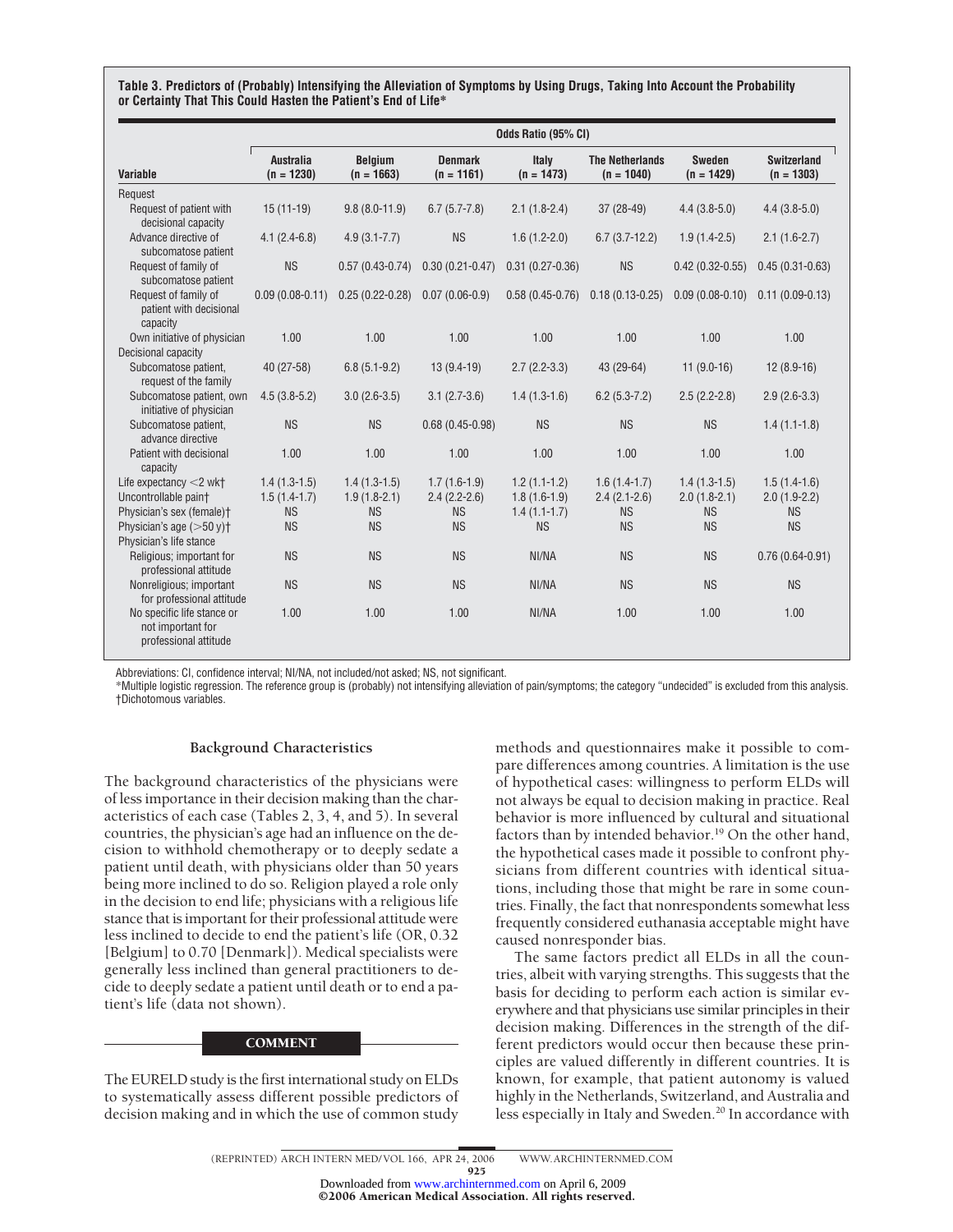**Table 3. Predictors of (Probably) Intensifying the Alleviation of Symptoms by Using Drugs, Taking Into Account the Probability or Certainty That This Could Hasten the Patient's End of Life***

| Variable | Odds Ratio (95% CI) | | | | | | |
|---|---|---|---|---|---|---|---|
| | Australia (n = 1230) | Belgium (n = 1663) | Denmark (n = 1161) | Italy (n = 1473) | The Netherlands (n = 1040) | Sweden (n = 1429) | Switzerland (n = 1303) |
| Request | | | | | | | |
| Request of patient with decisional capacity | 15 (11-19) | 9.8 (8.0-11.9) | 6.7 (5.7-7.8) | 2.1 (1.8-2.4) | 37 (28-49) | 4.4 (3.8-5.0) | 4.4 (3.8-5.0) |
| Advance directive of subcomatose patient | 4.1 (2.4-6.8) | 4.9 (3.1-7.7) | NS | 1.6 (1.2-2.0) | 6.7 (3.7-12.2) | 1.9 (1.4-2.5) | 2.1 (1.6-2.7) |
| Request of family of subcomatose patient | NS | 0.57 (0.43-0.74) | 0.30 (0.21-0.47) | 0.31 (0.27-0.36) | NS | 0.42 (0.32-0.55) | 0.45 (0.31-0.63) |
| Request of family of patient with decisional capacity | 0.09 (0.08-0.11) | 0.25 (0.22-0.28) | 0.07 (0.06-0.9) | 0.58 (0.45-0.76) | 0.18 (0.13-0.25) | 0.09 (0.08-0.10) | 0.11 (0.09-0.13) |
| Own initiative of physician | 1.00 | 1.00 | 1.00 | 1.00 | 1.00 | 1.00 | 1.00 |
| Decisional capacity | | | | | | | |
| Subcomatose patient, request of the family | 40 (27-58) | 6.8 (5.1-9.2) | 13 (9.4-19) | 2.7 (2.2-3.3) | 43 (29-64) | 11 (9.0-16) | 12 (8.9-16) |
| Subcomatose patient, own initiative of physician | 4.5 (3.8-5.2) | 3.0 (2.6-3.5) | 3.1 (2.7-3.6) | 1.4 (1.3-1.6) | 6.2 (5.3-7.2) | 2.5 (2.2-2.8) | 2.9 (2.6-3.3) |
| Subcomatose patient, advance directive | NS | NS | 0.68 (0.45-0.98) | NS | NS | NS | 1.4 (1.1-1.8) |
| Patient with decisional capacity | 1.00 | 1.00 | 1.00 | 1.00 | 1.00 | 1.00 | 1.00 |
| Life expectancy <2 wk† | 1.4 (1.3-1.5) | 1.4 (1.3-1.5) | 1.7 (1.6-1.9) | 1.2 (1.1-1.2) | 1.6 (1.4-1.7) | 1.4 (1.3-1.5) | 1.5 (1.4-1.6) |
| Uncontrollable pain† | 1.5 (1.4-1.7) | 1.9 (1.8-2.1) | 2.4 (2.2-2.6) | 1.8 (1.6-1.9) | 2.4 (2.1-2.6) | 2.0 (1.8-2.1) | 2.0 (1.9-2.2) |
| Physician's sex (female)† | NS | NS | NS | 1.4 (1.1-1.7) | NS | NS | NS |
| Physician's age (>50 y)† | NS | NS | NS | NS | NS | NS | NS |
| Physician's life stance | | | | | | | |
| Religious; important for professional attitude | NS | NS | NS | NI/NA | NS | NS | 0.76 (0.64-0.91) |
| Nonreligious; important for professional attitude | NS | NS | NS | NI/NA | NS | NS | NS |
| No specific life stance or not important for professional attitude | 1.00 | 1.00 | 1.00 | NI/NA | 1.00 | 1.00 | 1.00 |

Abbreviations: CI, confidence interval; NI/NA, not included/not asked; NS, not significant.

*Multiple logistic regression. The reference group is (probably) not intensifying alleviation of pain/symptoms; the category "undecided" is excluded from this analysis.

†Dichotomous variables.

### Background Characteristics

The background characteristics of the physicians were of less importance in their decision making than the characteristics of each case (Tables 2, 3, 4, and 5). In several countries, the physician's age had an influence on the decision to withhold chemotherapy or to deeply sedate a patient until death, with physicians older than 50 years being more inclined to do so. Religion played a role only in the decision to end life; physicians with a religious life stance that is important for their professional attitude were less inclined to decide to end the patient's life (OR, 0.32 [Belgium] to 0.70 [Denmark]). Medical specialists were generally less inclined than general practitioners to decide to deeply sedate a patient until death or to end a patient's life (data not shown).

## COMMENT

The EURELD study is the first international study on ELDs to systematically assess different possible predictors of decision making and in which the use of common study methods and questionnaires make it possible to compare differences among countries. A limitation is the use of hypothetical cases: willingness to perform ELDs will not always be equal to decision making in practice. Real behavior is more influenced by cultural and situational factors than by intended behavior.[19] On the other hand, the hypothetical cases made it possible to confront physicians from different countries with identical situations, including those that might be rare in some countries. Finally, the fact that nonrespondents somewhat less frequently considered euthanasia acceptable might have caused nonresponder bias.

The same factors predict all ELDs in all the countries, albeit with varying strengths. This suggests that the basis for deciding to perform each action is similar everywhere and that physicians use similar principles in their decision making. Differences in the strength of the different predictors would occur then because these principles are valued differently in different countries. It is known, for example, that patient autonomy is valued highly in the Netherlands, Switzerland, and Australia and less especially in Italy and Sweden.[20] In accordance with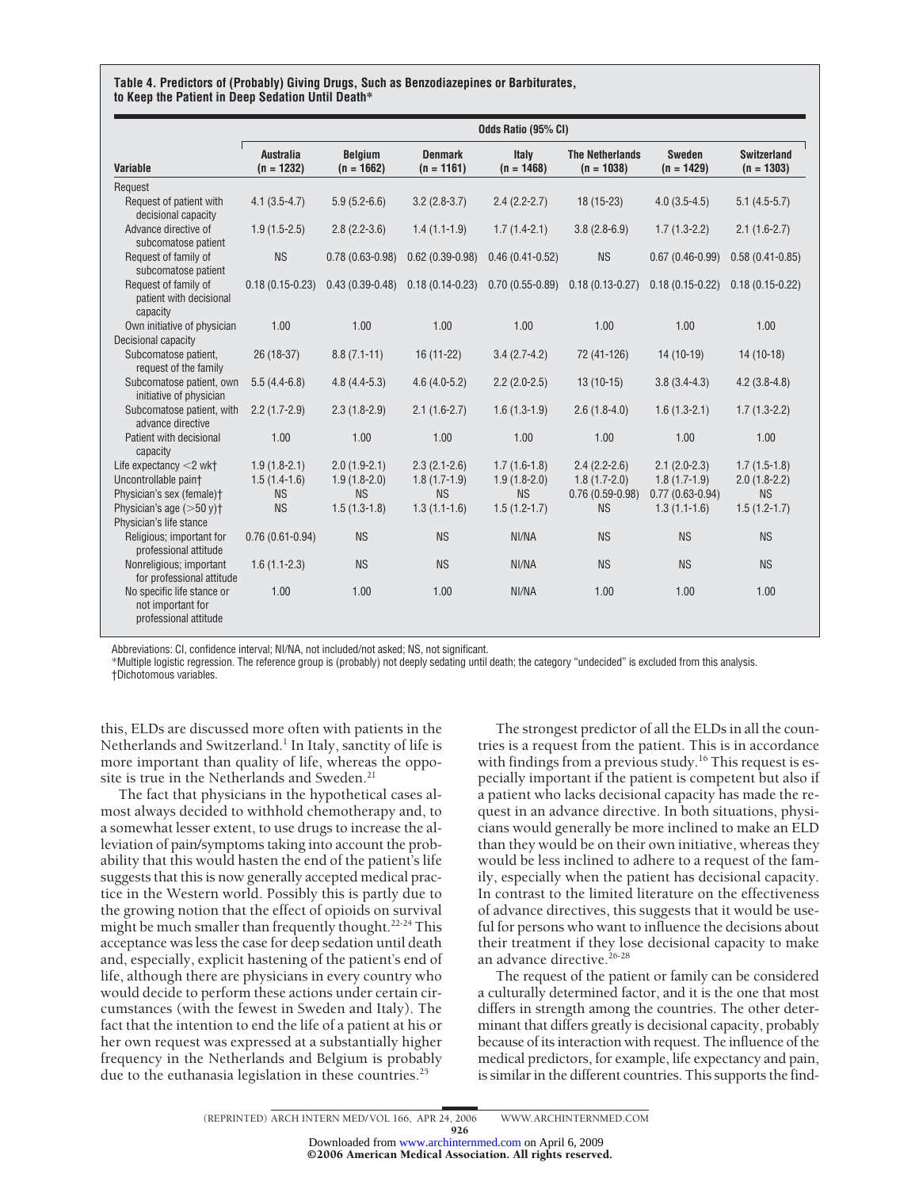**Table 4. Predictors of (Probably) Giving Drugs, Such as Benzodiazepines or Barbiturates, to Keep the Patient in Deep Sedation Until Death***

| | Odds Ratio (95% CI) | | | | | | |
|---|---|---|---|---|---|---|---|
| Variable | Australia (n = 1232) | Belgium (n = 1662) | Denmark (n = 1161) | Italy (n = 1468) | The Netherlands (n = 1038) | Sweden (n = 1429) | Switzerland (n = 1303) |
| Request | | | | | | | |
| Request of patient with decisional capacity | 4.1 (3.5-4.7) | 5.9 (5.2-6.6) | 3.2 (2.8-3.7) | 2.4 (2.2-2.7) | 18 (15-23) | 4.0 (3.5-4.5) | 5.1 (4.5-5.7) |
| Advance directive of subcomatose patient | 1.9 (1.5-2.5) | 2.8 (2.2-3.6) | 1.4 (1.1-1.9) | 1.7 (1.4-2.1) | 3.8 (2.8-6.9) | 1.7 (1.3-2.2) | 2.1 (1.6-2.7) |
| Request of family of subcomatose patient | NS | 0.78 (0.63-0.98) | 0.62 (0.39-0.98) | 0.46 (0.41-0.52) | NS | 0.67 (0.46-0.99) | 0.58 (0.41-0.85) |
| Request of family of patient with decisional capacity | 0.18 (0.15-0.23) | 0.43 (0.39-0.48) | 0.18 (0.14-0.23) | 0.70 (0.55-0.89) | 0.18 (0.13-0.27) | 0.18 (0.15-0.22) | 0.18 (0.15-0.22) |
| Own initiative of physician | 1.00 | 1.00 | 1.00 | 1.00 | 1.00 | 1.00 | 1.00 |
| Decisional capacity | | | | | | | |
| Subcomatose patient, request of the family | 26 (18-37) | 8.8 (7.1-11) | 16 (11-22) | 3.4 (2.7-4.2) | 72 (41-126) | 14 (10-19) | 14 (10-18) |
| Subcomatose patient, own initiative of physician | 5.5 (4.4-6.8) | 4.8 (4.4-5.3) | 4.6 (4.0-5.2) | 2.2 (2.0-2.5) | 13 (10-15) | 3.8 (3.4-4.3) | 4.2 (3.8-4.8) |
| Subcomatose patient, with advance directive | 2.2 (1.7-2.9) | 2.3 (1.8-2.9) | 2.1 (1.6-2.7) | 1.6 (1.3-1.9) | 2.6 (1.8-4.0) | 1.6 (1.3-2.1) | 1.7 (1.3-2.2) |
| Patient with decisional capacity | 1.00 | 1.00 | 1.00 | 1.00 | 1.00 | 1.00 | 1.00 |
| Life expectancy <2 wk† | 1.9 (1.8-2.1) | 2.0 (1.9-2.1) | 2.3 (2.1-2.6) | 1.7 (1.6-1.8) | 2.4 (2.2-2.6) | 2.1 (2.0-2.3) | 1.7 (1.5-1.8) |
| Uncontrollable pain† | 1.5 (1.4-1.6) | 1.9 (1.8-2.0) | 1.8 (1.7-1.9) | 1.9 (1.8-2.0) | 1.8 (1.7-2.0) | 1.8 (1.7-1.9) | 2.0 (1.8-2.2) |
| Physician's sex (female)† | NS | NS | NS | NS | 0.76 (0.59-0.98) | 0.77 (0.63-0.94) | NS |
| Physician's age (>50 y)† | NS | 1.5 (1.3-1.8) | 1.3 (1.1-1.6) | 1.5 (1.2-1.7) | NS | 1.3 (1.1-1.6) | 1.5 (1.2-1.7) |
| Physician's life stance | | | | | | | |
| Religious; important for professional attitude | 0.76 (0.61-0.94) | NS | NS | NI/NA | NS | NS | NS |
| Nonreligious; important for professional attitude | 1.6 (1.1-2.3) | NS | NS | NI/NA | NS | NS | NS |
| No specific life stance or not important for professional attitude | 1.00 | 1.00 | 1.00 | NI/NA | 1.00 | 1.00 | 1.00 |

Abbreviations: CI, confidence interval; NI/NA, not included/not asked; NS, not significant.

*Multiple logistic regression. The reference group is (probably) not deeply sedating until death; the category "undecided" is excluded from this analysis.

†Dichotomous variables.

this, ELDs are discussed more often with patients in the Netherlands and Switzerland.[1] In Italy, sanctity of life is more important than quality of life, whereas the opposite is true in the Netherlands and Sweden.[21]

The fact that physicians in the hypothetical cases almost always decided to withhold chemotherapy and, to a somewhat lesser extent, to use drugs to increase the alleviation of pain/symptoms taking into account the probability that this would hasten the end of the patient's life suggests that this is now generally accepted medical practice in the Western world. Possibly this is partly due to the growing notion that the effect of opioids on survival might be much smaller than frequently thought.[22-24] This acceptance was less the case for deep sedation until death and, especially, explicit hastening of the patient's end of life, although there are physicians in every country who would decide to perform these actions under certain circumstances (with the fewest in Sweden and Italy). The fact that the intention to end the life of a patient at his or her own request was expressed at a substantially higher frequency in the Netherlands and Belgium is probably due to the euthanasia legislation in these countries.[25]

The strongest predictor of all the ELDs in all the countries is a request from the patient. This is in accordance with findings from a previous study.[16] This request is especially important if the patient is competent but also if a patient who lacks decisional capacity has made the request in an advance directive. In both situations, physicians would generally be more inclined to make an ELD than they would be on their own initiative, whereas they would be less inclined to adhere to a request of the family, especially when the patient has decisional capacity. In contrast to the limited literature on the effectiveness of advance directives, this suggests that it would be useful for persons who want to influence the decisions about their treatment if they lose decisional capacity to make an advance directive.[26-28]

The request of the patient or family can be considered a culturally determined factor, and it is the one that most differs in strength among the countries. The other determinant that differs greatly is decisional capacity, probably because of its interaction with request. The influence of the medical predictors, for example, life expectancy and pain, is similar in the different countries. This supports the find-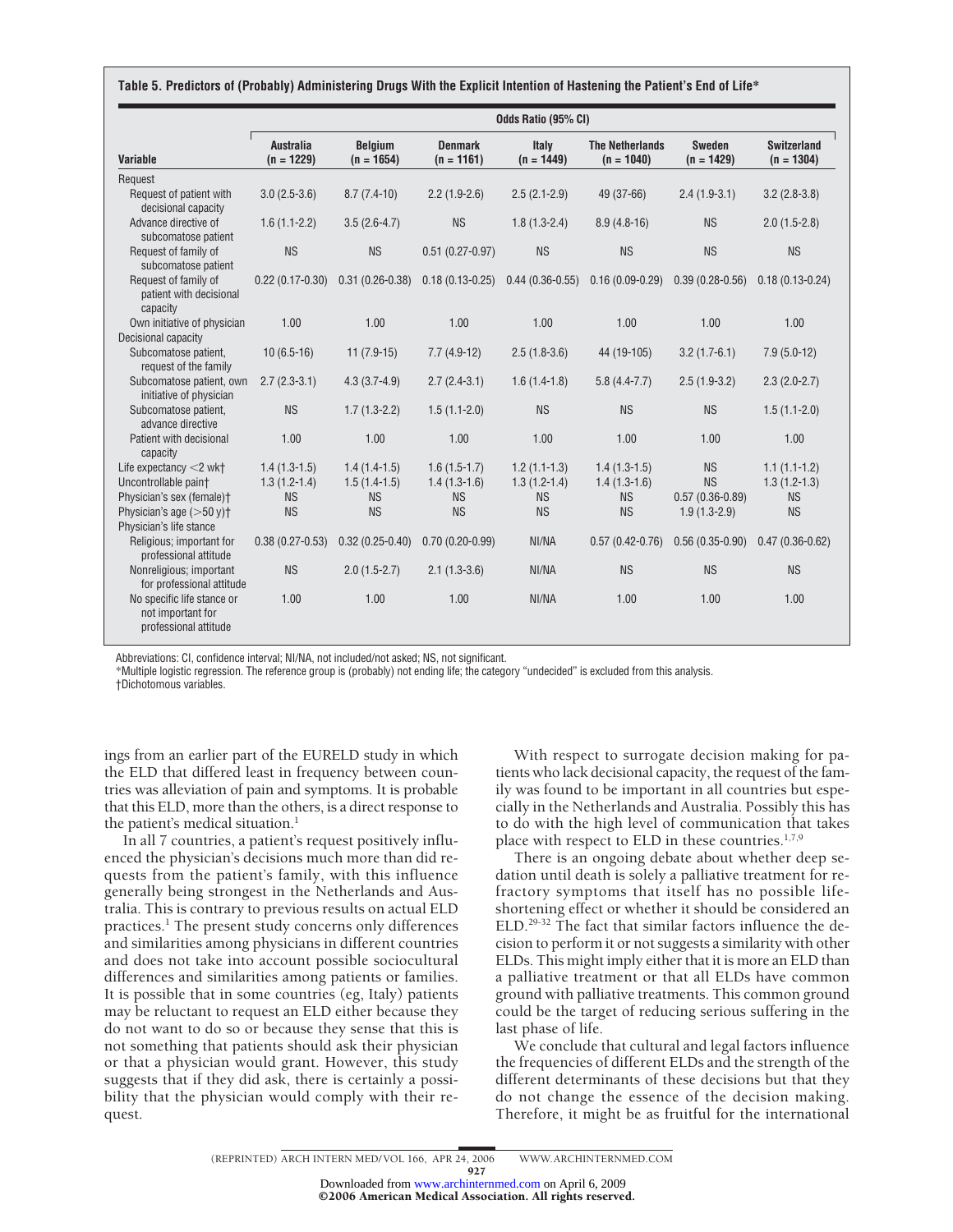**Table 5. Predictors of (Probably) Administering Drugs With the Explicit Intention of Hastening the Patient's End of Life***

| Variable | Odds Ratio (95% CI) | | | | | | |
|---|---|---|---|---|---|---|---|
| | Australia (n = 1229) | Belgium (n = 1654) | Denmark (n = 1161) | Italy (n = 1449) | The Netherlands (n = 1040) | Sweden (n = 1429) | Switzerland (n = 1304) |
| Request | | | | | | | |
| Request of patient with decisional capacity | 3.0 (2.5-3.6) | 8.7 (7.4-10) | 2.2 (1.9-2.6) | 2.5 (2.1-2.9) | 49 (37-66) | 2.4 (1.9-3.1) | 3.2 (2.8-3.8) |
| Advance directive of subcomatose patient | 1.6 (1.1-2.2) | 3.5 (2.6-4.7) | NS | 1.8 (1.3-2.4) | 8.9 (4.8-16) | NS | 2.0 (1.5-2.8) |
| Request of family of subcomatose patient | NS | NS | 0.51 (0.27-0.97) | NS | NS | NS | NS |
| Request of family of patient with decisional capacity | 0.22 (0.17-0.30) | 0.31 (0.26-0.38) | 0.18 (0.13-0.25) | 0.44 (0.36-0.55) | 0.16 (0.09-0.29) | 0.39 (0.28-0.56) | 0.18 (0.13-0.24) |
| Own initiative of physician | 1.00 | 1.00 | 1.00 | 1.00 | 1.00 | 1.00 | 1.00 |
| Decisional capacity | | | | | | | |
| Subcomatose patient, request of the family | 10 (6.5-16) | 11 (7.9-15) | 7.7 (4.9-12) | 2.5 (1.8-3.6) | 44 (19-105) | 3.2 (1.7-6.1) | 7.9 (5.0-12) |
| Subcomatose patient, own initiative of physician | 2.7 (2.3-3.1) | 4.3 (3.7-4.9) | 2.7 (2.4-3.1) | 1.6 (1.4-1.8) | 5.8 (4.4-7.7) | 2.5 (1.9-3.2) | 2.3 (2.0-2.7) |
| Subcomatose patient, advance directive | NS | 1.7 (1.3-2.2) | 1.5 (1.1-2.0) | NS | NS | NS | 1.5 (1.1-2.0) |
| Patient with decisional capacity | 1.00 | 1.00 | 1.00 | 1.00 | 1.00 | 1.00 | 1.00 |
| Life expectancy <2 wk† | 1.4 (1.3-1.5) | 1.4 (1.4-1.5) | 1.6 (1.5-1.7) | 1.2 (1.1-1.3) | 1.4 (1.3-1.5) | NS | 1.1 (1.1-1.2) |
| Uncontrollable pain† | 1.3 (1.2-1.4) | 1.5 (1.4-1.5) | 1.4 (1.3-1.6) | 1.3 (1.2-1.4) | 1.4 (1.3-1.6) | NS | 1.3 (1.2-1.3) |
| Physician's sex (female)† | NS | NS | NS | NS | NS | 0.57 (0.36-0.89) | NS |
| Physician's age (>50 y)† | NS | NS | NS | NS | NS | 1.9 (1.3-2.9) | NS |
| Physician's life stance | | | | | | | |
| Religious; important for professional attitude | 0.38 (0.27-0.53) | 0.32 (0.25-0.40) | 0.70 (0.20-0.99) | NI/NA | 0.57 (0.42-0.76) | 0.56 (0.35-0.90) | 0.47 (0.36-0.62) |
| Nonreligious; important for professional attitude | NS | 2.0 (1.5-2.7) | 2.1 (1.3-3.6) | NI/NA | NS | NS | NS |
| No specific life stance or not important for professional attitude | 1.00 | 1.00 | 1.00 | NI/NA | 1.00 | 1.00 | 1.00 |

Abbreviations: CI, confidence interval; NI/NA, not included/not asked; NS, not significant.

*Multiple logistic regression. The reference group is (probably) not ending life; the category "undecided" is excluded from this analysis.

†Dichotomous variables.

ings from an earlier part of the EURELD study in which the ELD that differed least in frequency between countries was alleviation of pain and symptoms. It is probable that this ELD, more than the others, is a direct response to the patient's medical situation.[1]

In all 7 countries, a patient's request positively influenced the physician's decisions much more than did requests from the patient's family, with this influence generally being strongest in the Netherlands and Australia. This is contrary to previous results on actual ELD practices.[1] The present study concerns only differences and similarities among physicians in different countries and does not take into account possible sociocultural differences and similarities among patients or families. It is possible that in some countries (eg, Italy) patients may be reluctant to request an ELD either because they do not want to do so or because they sense that this is not something that patients should ask their physician or that a physician would grant. However, this study suggests that if they did ask, there is certainly a possibility that the physician would comply with their request.

With respect to surrogate decision making for patients who lack decisional capacity, the request of the family was found to be important in all countries but especially in the Netherlands and Australia. Possibly this has to do with the high level of communication that takes place with respect to ELD in these countries.[1,7,9]

There is an ongoing debate about whether deep sedation until death is solely a palliative treatment for refractory symptoms that itself has no possible life-shortening effect or whether it should be considered an ELD.[29-32] The fact that similar factors influence the decision to perform it or not suggests a similarity with other ELDs. This might imply either that it is more an ELD than a palliative treatment or that all ELDs have common ground with palliative treatments. This common ground could be the target of reducing serious suffering in the last phase of life.

We conclude that cultural and legal factors influence the frequencies of different ELDs and the strength of the different determinants of these decisions but that they do not change the essence of the decision making. Therefore, it might be as fruitful for the international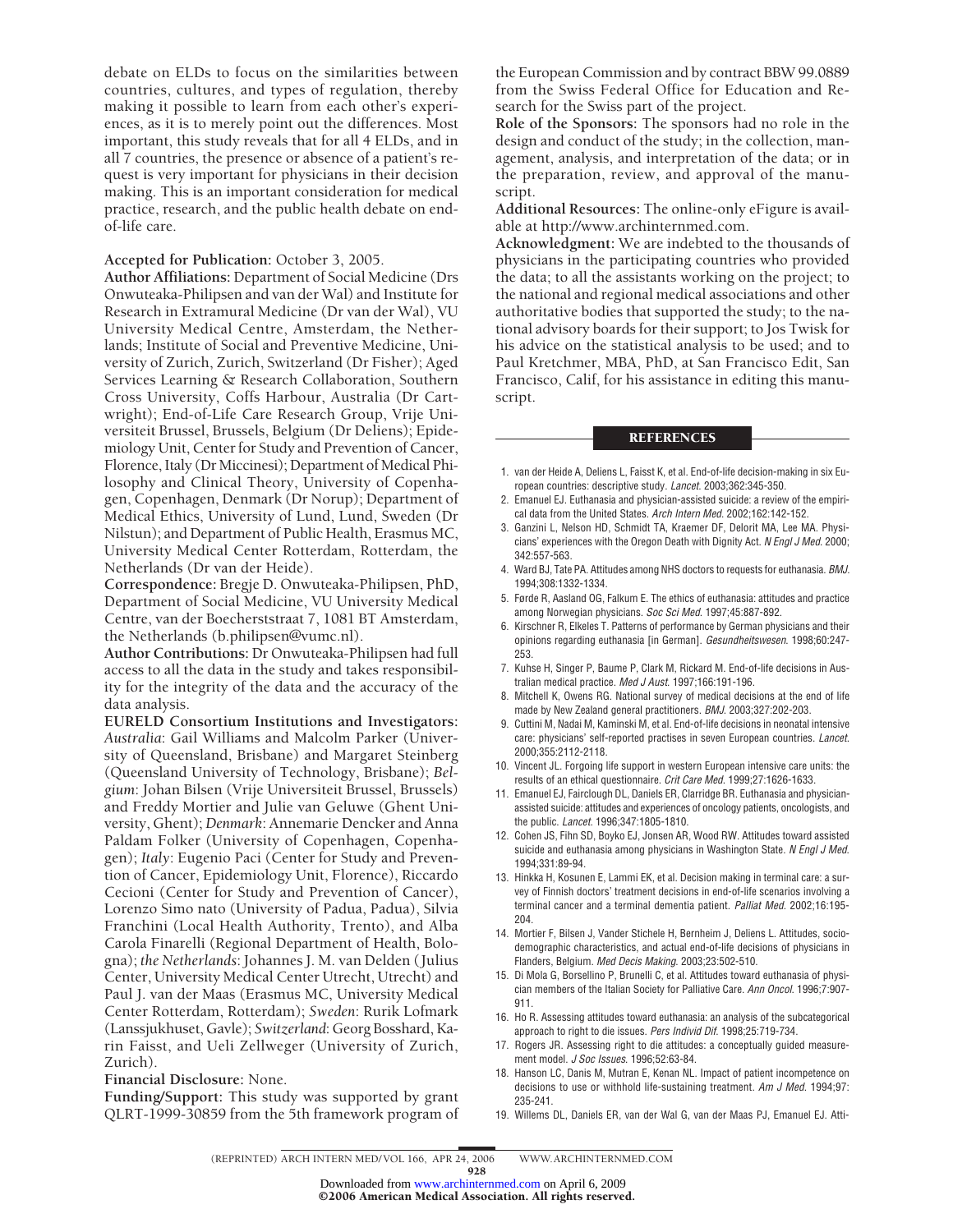debate on ELDs to focus on the similarities between countries, cultures, and types of regulation, thereby making it possible to learn from each other's experiences, as it is to merely point out the differences. Most important, this study reveals that for all 4 ELDs, and in all 7 countries, the presence or absence of a patient's request is very important for physicians in their decision making. This is an important consideration for medical practice, research, and the public health debate on end-of-life care.

**Accepted for Publication:** October 3, 2005.

**Author Affiliations:** Department of Social Medicine (Drs Onwuteaka-Philipsen and van der Wal) and Institute for Research in Extramural Medicine (Dr van der Wal), VU University Medical Centre, Amsterdam, the Netherlands; Institute of Social and Preventive Medicine, University of Zurich, Zurich, Switzerland (Dr Fisher); Aged Services Learning & Research Collaboration, Southern Cross University, Coffs Harbour, Australia (Dr Cartwright); End-of-Life Care Research Group, Vrije Universiteit Brussel, Brussels, Belgium (Dr Deliens); Epidemiology Unit, Center for Study and Prevention of Cancer, Florence, Italy (Dr Miccinesi); Department of Medical Philosophy and Clinical Theory, University of Copenhagen, Copenhagen, Denmark (Dr Norup); Department of Medical Ethics, University of Lund, Lund, Sweden (Dr Nilstun); and Department of Public Health, Erasmus MC, University Medical Center Rotterdam, Rotterdam, the Netherlands (Dr van der Heide).

**Correspondence:** Bregje D. Onwuteaka-Philipsen, PhD, Department of Social Medicine, VU University Medical Centre, van der Boechorststraat 7, 1081 BT Amsterdam, the Netherlands (b.philipsen@vumc.nl).

**Author Contributions:** Dr Onwuteaka-Philipsen had full access to all the data in the study and takes responsibility for the integrity of the data and the accuracy of the data analysis.

**EURELD Consortium Institutions and Investigators:** *Australia*: Gail Williams and Malcolm Parker (University of Queensland, Brisbane) and Margaret Steinberg (Queensland University of Technology, Brisbane); *Belgium*: Johan Bilsen (Vrije Universiteit Brussel, Brussels) and Freddy Mortier and Julie van Geluwe (Ghent University, Ghent); *Denmark*: Annemarie Dencker and Anna Paldam Folker (University of Copenhagen, Copenhagen); *Italy*: Eugenio Paci (Center for Study and Prevention of Cancer, Epidemiology Unit, Florence), Riccardo Cecioni (Center for Study and Prevention of Cancer), Lorenzo Simo nato (University of Padua, Padua), Silvia Franchini (Local Health Authority, Trento), and Alba Carola Finarelli (Regional Department of Health, Bologna); *the Netherlands*: Johannes J. M. van Delden (Julius Center, University Medical Center Utrecht, Utrecht) and Paul J. van der Maas (Erasmus MC, University Medical Center Rotterdam, Rotterdam); *Sweden*: Rurik Lofmark (Lanssjukhuset, Gavle); *Switzerland*: Georg Bosshard, Karin Faisst, and Ueli Zellweger (University of Zurich, Zurich).

**Financial Disclosure:** None.

**Funding/Support:** This study was supported by grant QLRT-1999-30859 from the 5th framework program of the European Commission and by contract BBW 99.0889 from the Swiss Federal Office for Education and Research for the Swiss part of the project.

**Role of the Sponsors:** The sponsors had no role in the design and conduct of the study; in the collection, management, analysis, and interpretation of the data; or in the preparation, review, and approval of the manuscript.

**Additional Resources:** The online-only eFigure is available at http://www.archinternmed.com.

**Acknowledgment:** We are indebted to the thousands of physicians in the participating countries who provided the data; to all the assistants working on the project; to the national and regional medical associations and other authoritative bodies that supported the study; to the national advisory boards for their support; to Jos Twisk for his advice on the statistical analysis to be used; and to Paul Kretchmer, MBA, PhD, at San Francisco Edit, San Francisco, Calif, for his assistance in editing this manuscript.

## REFERENCES

1. van der Heide A, Deliens L, Faisst K, et al. End-of-life decision-making in six European countries: descriptive study. *Lancet*. 2003;362:345-350.
2. Emanuel EJ. Euthanasia and physician-assisted suicide: a review of the empirical data from the United States. *Arch Intern Med*. 2002;162:142-152.
3. Ganzini L, Nelson HD, Schmidt TA, Kraemer DF, Delorit MA, Lee MA. Physicians' experiences with the Oregon Death with Dignity Act. *N Engl J Med*. 2000;342:557-563.
4. Ward BJ, Tate PA. Attitudes among NHS doctors to requests for euthanasia. *BMJ*. 1994;308:1332-1334.
5. Førde R, Aasland OG, Falkum E. The ethics of euthanasia: attitudes and practice among Norwegian physicians. *Soc Sci Med*. 1997;45:887-892.
6. Kirschner R, Elkeles T. Patterns of performance by German physicians and their opinions regarding euthanasia [in German]. *Gesundheitswesen*. 1998;60:247-253.
7. Kuhse H, Singer P, Baume P, Clark M, Rickard M. End-of-life decisions in Australian medical practice. *Med J Aust*. 1997;166:191-196.
8. Mitchell K, Owens RG. National survey of medical decisions at the end of life made by New Zealand general practitioners. *BMJ*. 2003;327:202-203.
9. Cuttini M, Nadai M, Kaminski M, et al. End-of-life decisions in neonatal intensive care: physicians' self-reported practises in seven European countries. *Lancet*. 2000;355:2112-2118.
10. Vincent JL. Forgoing life support in western European intensive care units: the results of an ethical questionnaire. *Crit Care Med*. 1999;27:1626-1633.
11. Emanuel EJ, Fairclough DL, Daniels ER, Clarridge BR. Euthanasia and physician-assisted suicide: attitudes and experiences of oncology patients, oncologists, and the public. *Lancet*. 1996;347:1805-1810.
12. Cohen JS, Fihn SD, Boyko EJ, Jonsen AR, Wood RW. Attitudes toward assisted suicide and euthanasia among physicians in Washington State. *N Engl J Med*. 1994;331:89-94.
13. Hinkka H, Kosunen E, Lammi EK, et al. Decision making in terminal care: a survey of Finnish doctors' treatment decisions in end-of-life scenarios involving a terminal cancer and a terminal dementia patient. *Palliat Med*. 2002;16:195-204.
14. Mortier F, Bilsen J, Vander Stichele H, Bernheim J, Deliens L. Attitudes, sociodemographic characteristics, and actual end-of-life decisions of physicians in Flanders, Belgium. *Med Decis Making*. 2003;23:502-510.
15. Di Mola G, Borsellino P, Brunelli C, et al. Attitudes toward euthanasia of physician members of the Italian Society for Palliative Care. *Ann Oncol*. 1996;7:907-911.
16. Ho R. Assessing attitudes toward euthanasia: an analysis of the subcategorical approach to right to die issues. *Pers Individ Dif*. 1998;25:719-734.
17. Rogers JR. Assessing right to die attitudes: a conceptually guided measurement model. *J Soc Issues*. 1996;52:63-84.
18. Hanson LC, Danis M, Mutran E, Kenan NL. Impact of patient incompetence on decisions to use or withhold life-sustaining treatment. *Am J Med*. 1994;97:235-241.
19. Willems DL, Daniels ER, van der Wal G, van der Maas PJ, Emanuel EJ. Atti-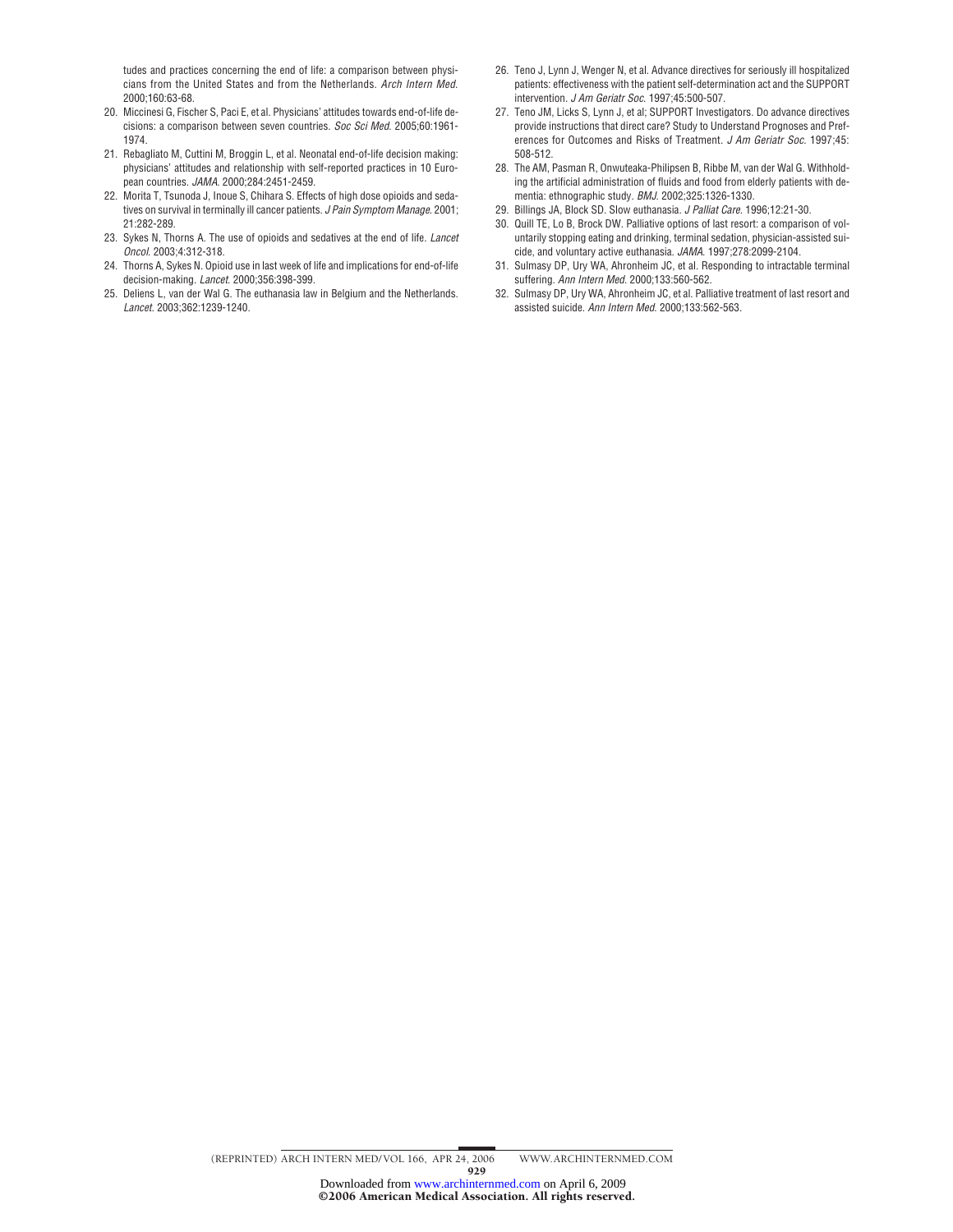tudes and practices concerning the end of life: a comparison between physicians from the United States and from the Netherlands. *Arch Intern Med.* 2000;160:63-68.

20. Miccinesi G, Fischer S, Paci E, et al. Physicians' attitudes towards end-of-life decisions: a comparison between seven countries. *Soc Sci Med.* 2005;60:1961-1974.
21. Rebagliato M, Cuttini M, Broggin L, et al. Neonatal end-of-life decision making: physicians' attitudes and relationship with self-reported practices in 10 European countries. *JAMA.* 2000;284:2451-2459.
22. Morita T, Tsunoda J, Inoue S, Chihara S. Effects of high dose opioids and sedatives on survival in terminally ill cancer patients. *J Pain Symptom Manage.* 2001; 21:282-289.
23. Sykes N, Thorns A. The use of opioids and sedatives at the end of life. *Lancet Oncol.* 2003;4:312-318.
24. Thorns A, Sykes N. Opioid use in last week of life and implications for end-of-life decision-making. *Lancet.* 2000;356:398-399.
25. Deliens L, van der Wal G. The euthanasia law in Belgium and the Netherlands. *Lancet.* 2003;362:1239-1240.
26. Teno J, Lynn J, Wenger N, et al. Advance directives for seriously ill hospitalized patients: effectiveness with the patient self-determination act and the SUPPORT intervention. *J Am Geriatr Soc.* 1997;45:500-507.
27. Teno JM, Licks S, Lynn J, et al; SUPPORT Investigators. Do advance directives provide instructions that direct care? Study to Understand Prognoses and Preferences for Outcomes and Risks of Treatment. *J Am Geriatr Soc.* 1997;45: 508-512.
28. The AM, Pasman R, Onwuteaka-Philipsen B, Ribbe M, van der Wal G. Withholding the artificial administration of fluids and food from elderly patients with dementia: ethnographic study. *BMJ.* 2002;325:1326-1330.
29. Billings JA, Block SD. Slow euthanasia. *J Palliat Care.* 1996;12:21-30.
30. Quill TE, Lo B, Brock DW. Palliative options of last resort: a comparison of voluntarily stopping eating and drinking, terminal sedation, physician-assisted suicide, and voluntary active euthanasia. *JAMA.* 1997;278:2099-2104.
31. Sulmasy DP, Ury WA, Ahronheim JC, et al. Responding to intractable terminal suffering. *Ann Intern Med.* 2000;133:560-562.
32. Sulmasy DP, Ury WA, Ahronheim JC, et al. Palliative treatment of last resort and assisted suicide. *Ann Intern Med.* 2000;133:562-563.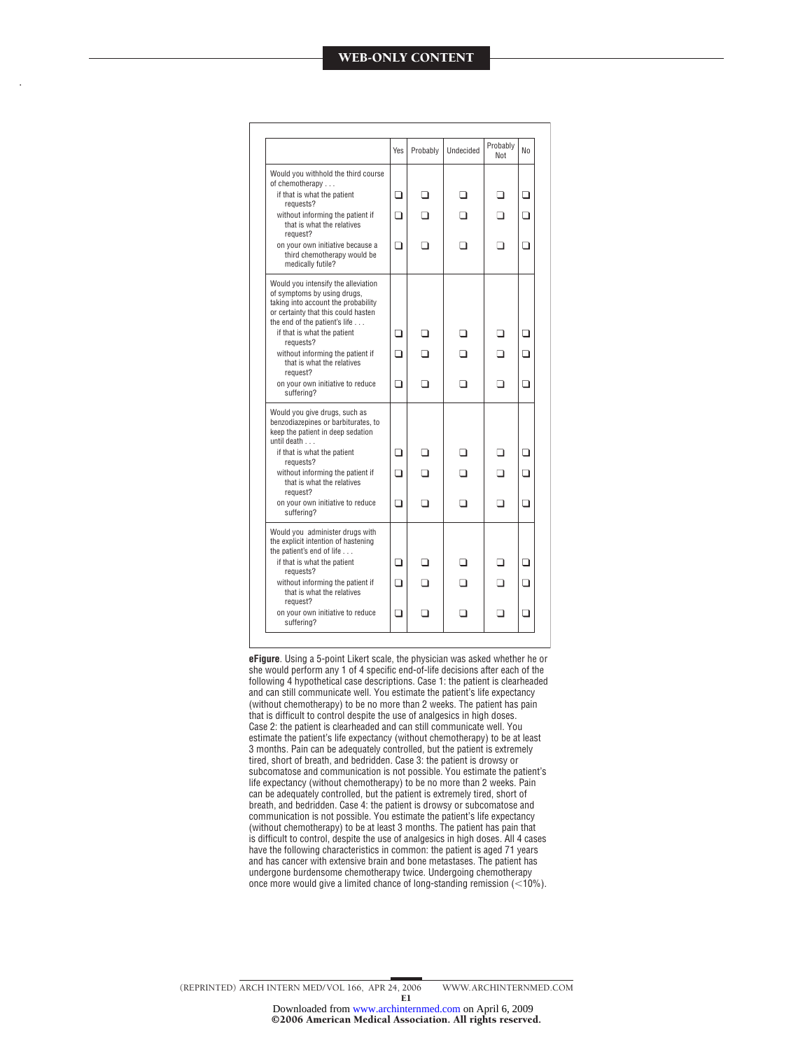**WEB-ONLY CONTENT**

| | Yes | Probably | Undecided | Probably Not | No |
|---|---|---|---|---|---|
| Would you withhold the third course of chemotherapy . . . | | | | | |
| if that is what the patient requests? | ❑ | ❑ | ❑ | ❑ | ❑ |
| without informing the patient if that is what the relatives request? | ❑ | ❑ | ❑ | ❑ | ❑ |
| on your own initiative because a third chemotherapy would be medically futile? | ❑ | ❑ | ❑ | ❑ | ❑ |
| Would you intensify the alleviation of symptoms by using drugs, taking into account the probability or certainty that this could hasten the end of the patient's life . . . | | | | | |
| if that is what the patient requests? | ❑ | ❑ | ❑ | ❑ | ❑ |
| without informing the patient if that is what the relatives request? | ❑ | ❑ | ❑ | ❑ | ❑ |
| on your own initiative to reduce suffering? | ❑ | ❑ | ❑ | ❑ | ❑ |
| Would you give drugs, such as benzodiazepines or barbiturates, to keep the patient in deep sedation until death . . . | | | | | |
| if that is what the patient requests? | ❑ | ❑ | ❑ | ❑ | ❑ |
| without informing the patient if that is what the relatives request? | ❑ | ❑ | ❑ | ❑ | ❑ |
| on your own initiative to reduce suffering? | ❑ | ❑ | ❑ | ❑ | ❑ |
| Would you administer drugs with the explicit intention of hastening the patient's end of life . . . | | | | | |
| if that is what the patient requests? | ❑ | ❑ | ❑ | ❑ | ❑ |
| without informing the patient if that is what the relatives request? | ❑ | ❑ | ❑ | ❑ | ❑ |
| on your own initiative to reduce suffering? | ❑ | ❑ | ❑ | ❑ | ❑ |

**eFigure**. Using a 5-point Likert scale, the physician was asked whether he or she would perform any 1 of 4 specific end-of-life decisions after each of the following 4 hypothetical case descriptions. Case 1: the patient is clearheaded and can still communicate well. You estimate the patient's life expectancy (without chemotherapy) to be no more than 2 weeks. The patient has pain that is difficult to control despite the use of analgesics in high doses. Case 2: the patient is clearheaded and can still communicate well. You estimate the patient's life expectancy (without chemotherapy) to be at least 3 months. Pain can be adequately controlled, but the patient is extremely tired, short of breath, and bedridden. Case 3: the patient is drowsy or subcomatose and communication is not possible. You estimate the patient's life expectancy (without chemotherapy) to be no more than 2 weeks. Pain can be adequately controlled, but the patient is extremely tired, short of breath, and bedridden. Case 4: the patient is drowsy or subcomatose and communication is not possible. You estimate the patient's life expectancy (without chemotherapy) to be at least 3 months. The patient has pain that is difficult to control, despite the use of analgesics in high doses. All 4 cases have the following characteristics in common: the patient is aged 71 years and has cancer with extensive brain and bone metastases. The patient has undergone burdensome chemotherapy twice. Undergoing chemotherapy once more would give a limited chance of long-standing remission (<10%).